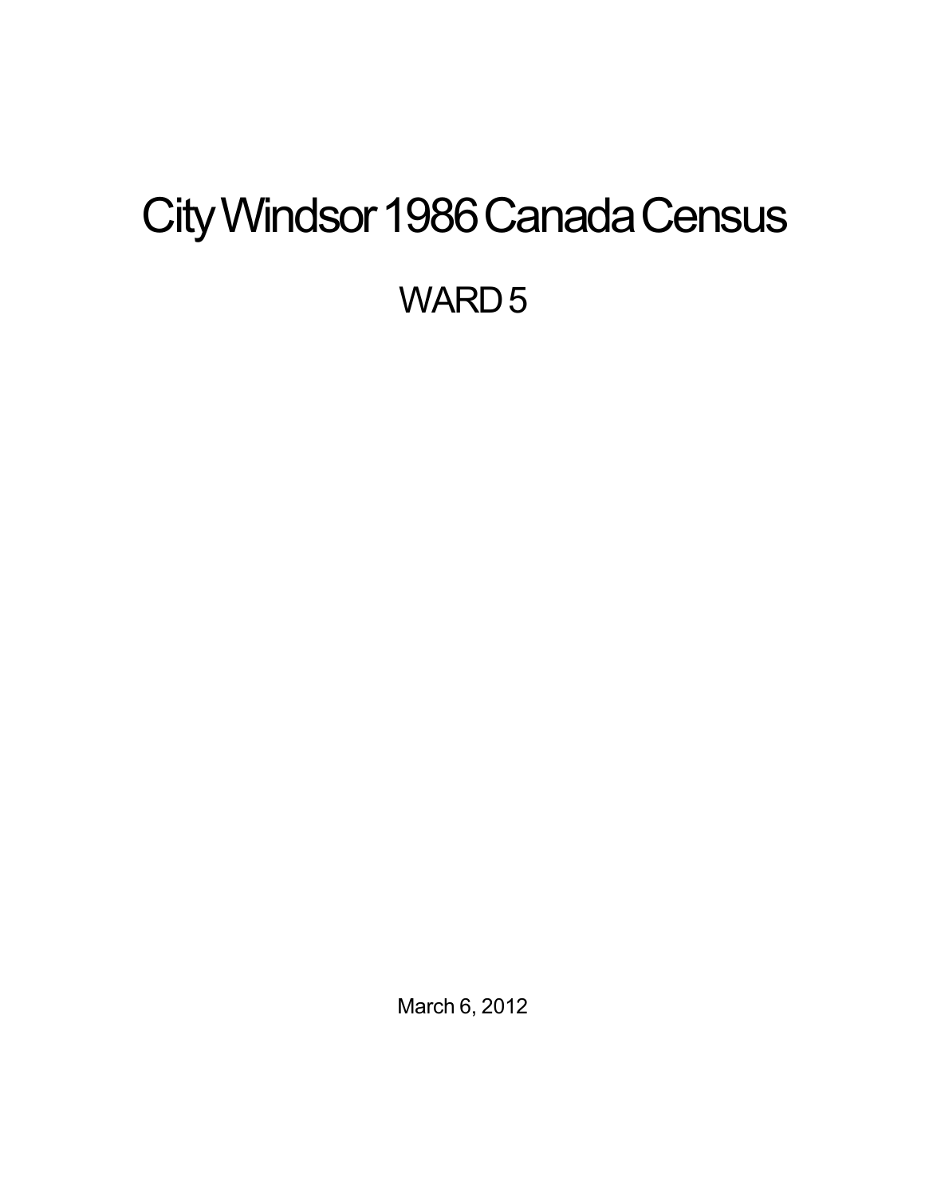# City Windsor 1986 Canada Census

## WARD 5

March 6, 2012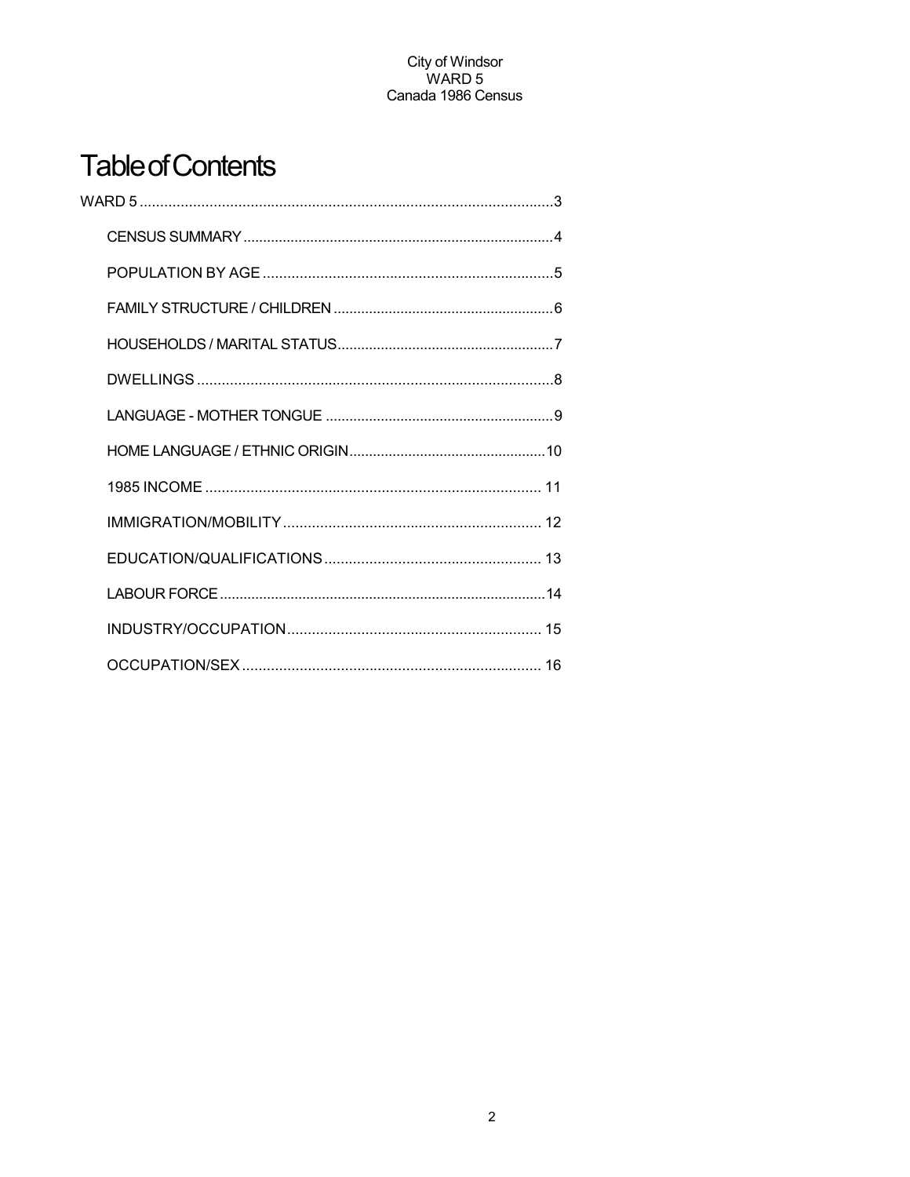# Table of Contents

WARD 5 ....................................................................................................3

- CENSUS SUMMARY ..............................................................................4
- POPULATION BY AGE .........................................................................5
- FAMILY STRUCTURE / CHILDREN .......................................................6
- HOUSEHOLDS / MARITAL STATUS......................................................7
- DWELLINGS .........................................................................................8
- LANGUAGE - MOTHER TONGUE .........................................................9
- HOME LANGUAGE / ETHNIC ORIGIN.................................................10
- 1985 INCOME ..................................................................................... 11
- IMMIGRATION/MOBILITY ................................................................... 12
- EDUCATION/QUALIFICATIONS .......................................................... 13
- LABOUR FORCE .................................................................................14
- INDUSTRY/OCCUPATION.................................................................... 15
- OCCUPATION/SEX .............................................................................. 16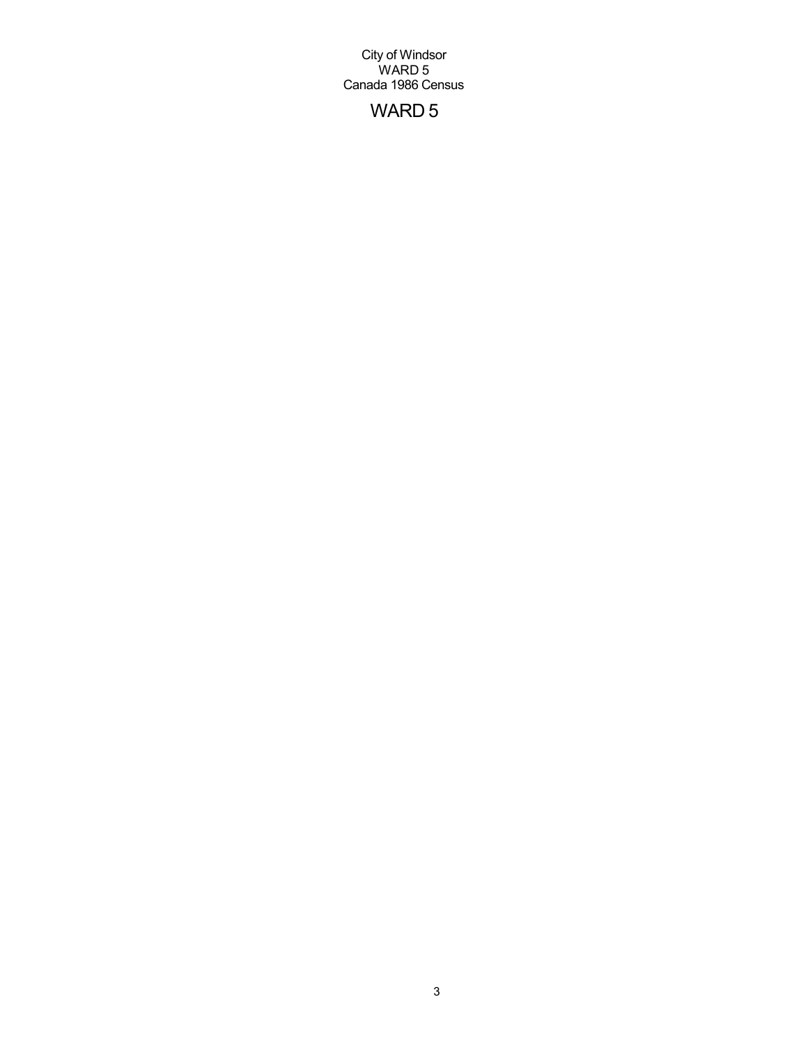City of Windsor
WARD 5
Canada 1986 Census

# WARD 5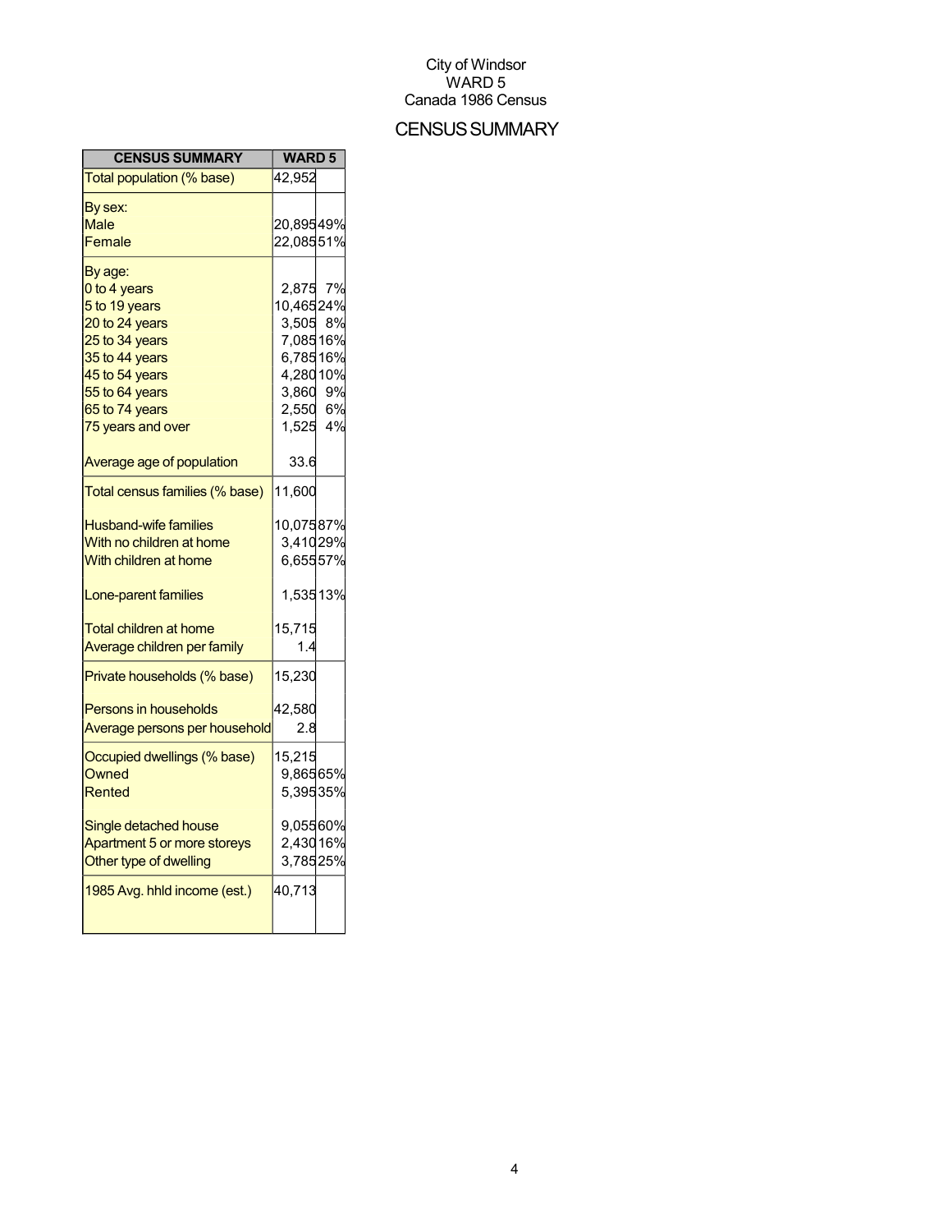City of Windsor
WARD 5
Canada 1986 Census

# CENSUS SUMMARY

| CENSUS SUMMARY | WARD 5 | |
|---|---|---|
| Total population (% base) | 42,952 | |
| By sex: | | |
| Male | 20,895 | 49% |
| Female | 22,085 | 51% |
| By age: | | |
| 0 to 4 years | 2,875 | 7% |
| 5 to 19 years | 10,465 | 24% |
| 20 to 24 years | 3,505 | 8% |
| 25 to 34 years | 7,085 | 16% |
| 35 to 44 years | 6,785 | 16% |
| 45 to 54 years | 4,280 | 10% |
| 55 to 64 years | 3,860 | 9% |
| 65 to 74 years | 2,550 | 6% |
| 75 years and over | 1,525 | 4% |
| Average age of population | 33.6 | |
| Total census families (% base) | 11,600 | |
| Husband-wife families | 10,075 | 87% |
| With no children at home | 3,410 | 29% |
| With children at home | 6,655 | 57% |
| Lone-parent families | 1,535 | 13% |
| Total children at home | 15,715 | |
| Average children per family | 1.4 | |
| Private households (% base) | 15,230 | |
| Persons in households | 42,580 | |
| Average persons per household | 2.8 | |
| Occupied dwellings (% base) | 15,215 | |
| Owned | 9,865 | 65% |
| Rented | 5,395 | 35% |
| Single detached house | 9,055 | 60% |
| Apartment 5 or more storeys | 2,430 | 16% |
| Other type of dwelling | 3,785 | 25% |
| 1985 Avg. hhld income (est.) | 40,713 | |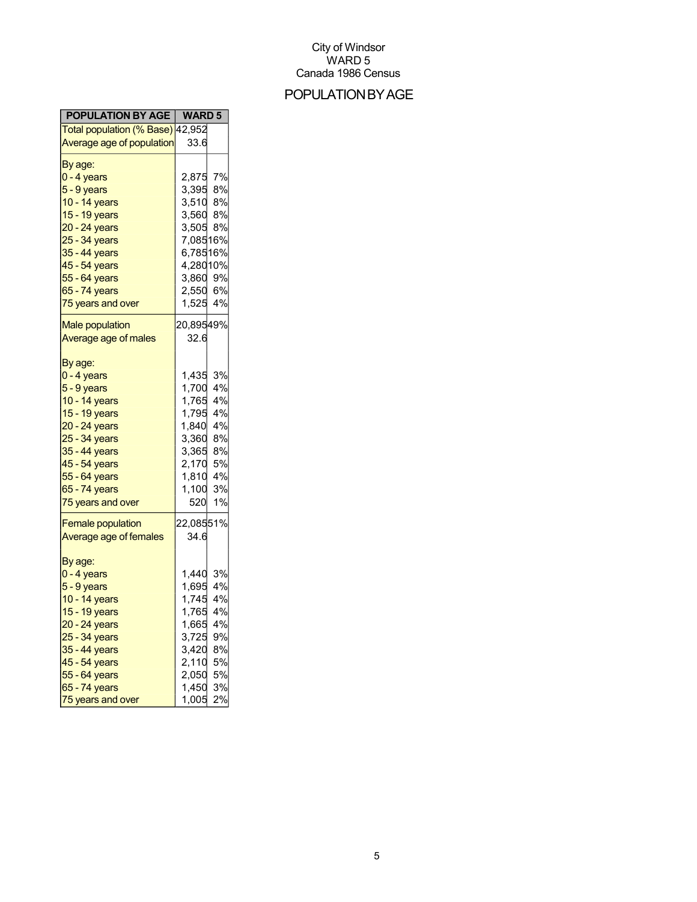City of Windsor
WARD 5
Canada 1986 Census

# POPULATION BY AGE

| POPULATION BY AGE | WARD 5 | |
|---|---|---|
| Total population (% Base) | 42,952 | |
| Average age of population | 33.6 | |
| By age: | | |
| 0 - 4 years | 2,875 | 7% |
| 5 - 9 years | 3,395 | 8% |
| 10 - 14 years | 3,510 | 8% |
| 15 - 19 years | 3,560 | 8% |
| 20 - 24 years | 3,505 | 8% |
| 25 - 34 years | 7,085 | 16% |
| 35 - 44 years | 6,785 | 16% |
| 45 - 54 years | 4,280 | 10% |
| 55 - 64 years | 3,860 | 9% |
| 65 - 74 years | 2,550 | 6% |
| 75 years and over | 1,525 | 4% |
| Male population | 20,895 | 49% |
| Average age of males | 32.6 | |
| By age: | | |
| 0 - 4 years | 1,435 | 3% |
| 5 - 9 years | 1,700 | 4% |
| 10 - 14 years | 1,765 | 4% |
| 15 - 19 years | 1,795 | 4% |
| 20 - 24 years | 1,840 | 4% |
| 25 - 34 years | 3,360 | 8% |
| 35 - 44 years | 3,365 | 8% |
| 45 - 54 years | 2,170 | 5% |
| 55 - 64 years | 1,810 | 4% |
| 65 - 74 years | 1,100 | 3% |
| 75 years and over | 520 | 1% |
| Female population | 22,085 | 51% |
| Average age of females | 34.6 | |
| By age: | | |
| 0 - 4 years | 1,440 | 3% |
| 5 - 9 years | 1,695 | 4% |
| 10 - 14 years | 1,745 | 4% |
| 15 - 19 years | 1,765 | 4% |
| 20 - 24 years | 1,665 | 4% |
| 25 - 34 years | 3,725 | 9% |
| 35 - 44 years | 3,420 | 8% |
| 45 - 54 years | 2,110 | 5% |
| 55 - 64 years | 2,050 | 5% |
| 65 - 74 years | 1,450 | 3% |
| 75 years and over | 1,005 | 2% |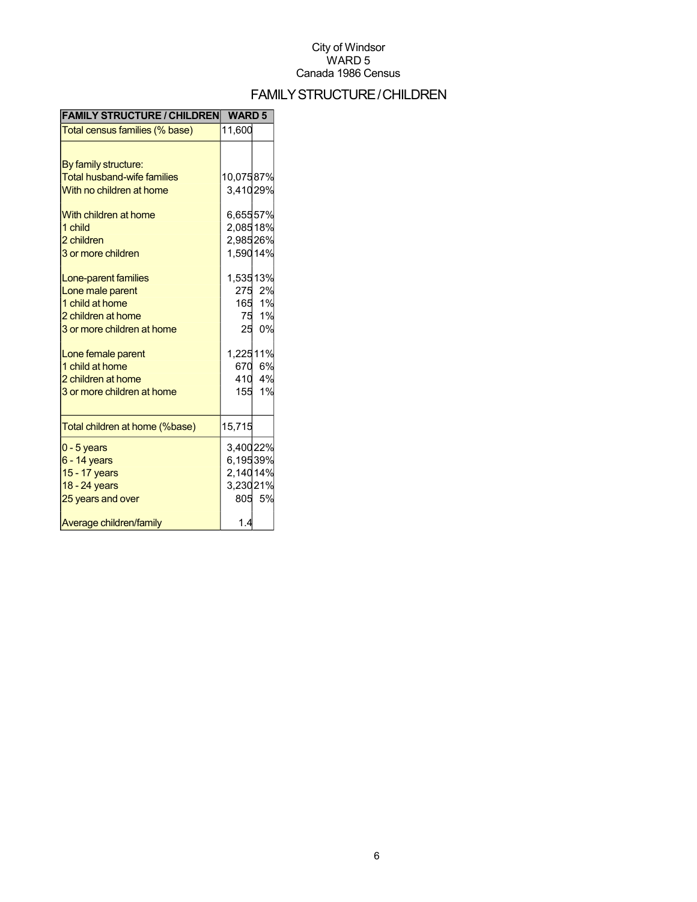City of Windsor
WARD 5
Canada 1986 Census

# FAMILY STRUCTURE / CHILDREN

| FAMILY STRUCTURE / CHILDREN | WARD 5 | |
|---|---|---|
| Total census families (% base) | 11,600 | |
| | | |
| By family structure: | | |
| Total husband-wife families | 10,075 | 87% |
| With no children at home | 3,410 | 29% |
| | | |
| With children at home | 6,655 | 57% |
| 1 child | 2,085 | 18% |
| 2 children | 2,985 | 26% |
| 3 or more children | 1,590 | 14% |
| | | |
| Lone-parent families | 1,535 | 13% |
| Lone male parent | 275 | 2% |
| 1 child at home | 165 | 1% |
| 2 children at home | 75 | 1% |
| 3 or more children at home | 25 | 0% |
| | | |
| Lone female parent | 1,225 | 11% |
| 1 child at home | 670 | 6% |
| 2 children at home | 410 | 4% |
| 3 or more children at home | 155 | 1% |
| | | |
| Total children at home (%base) | 15,715 | |
| 0 - 5 years | 3,400 | 22% |
| 6 - 14 years | 6,195 | 39% |
| 15 - 17 years | 2,140 | 14% |
| 18 - 24 years | 3,230 | 21% |
| 25 years and over | 805 | 5% |
| | | |
| Average children/family | 1.4 | |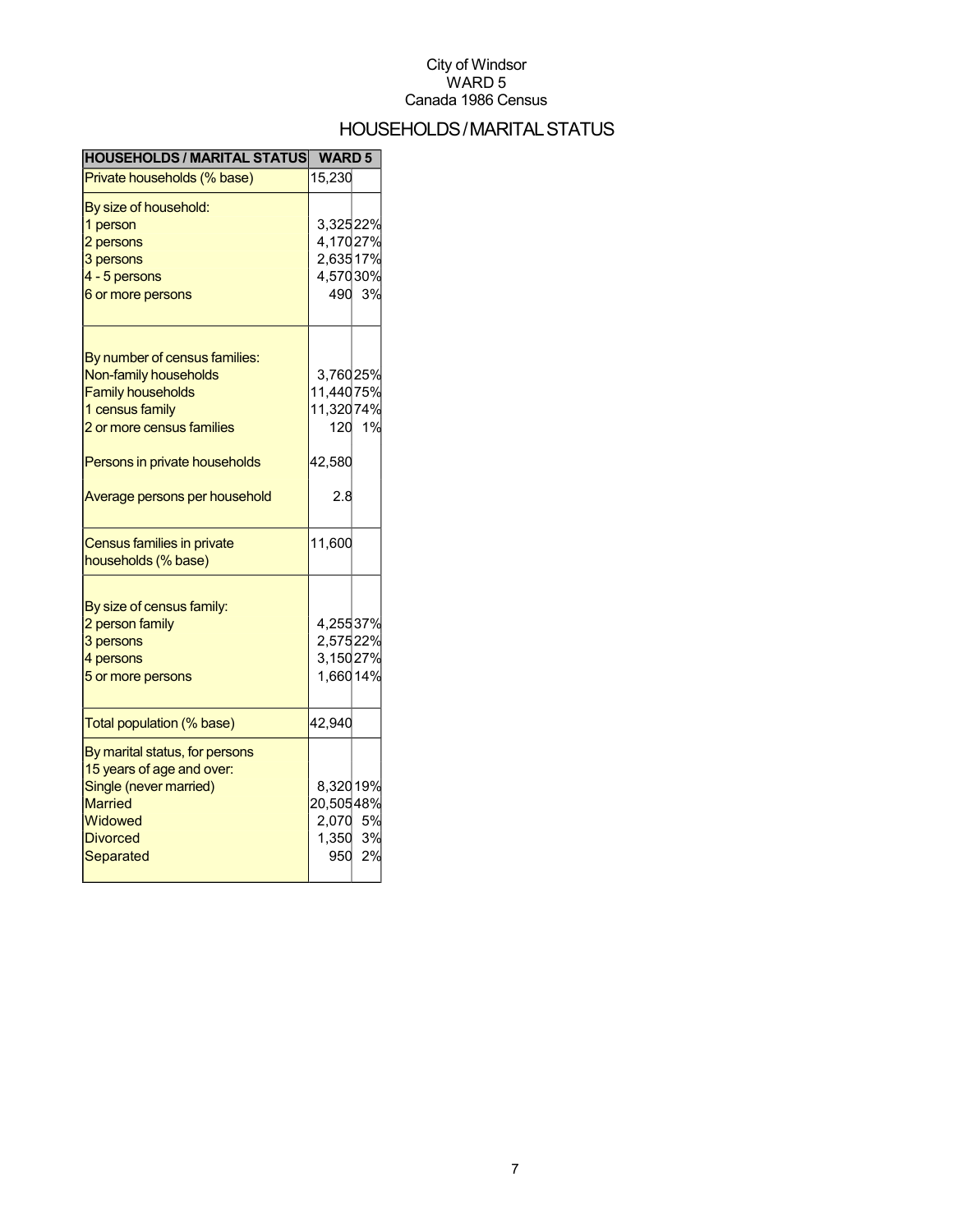City of Windsor
WARD 5
Canada 1986 Census

# HOUSEHOLDS / MARITAL STATUS

| HOUSEHOLDS / MARITAL STATUS | WARD 5 | |
|---|---|---|
| Private households (% base) | 15,230 | |
| By size of household: | | |
| 1 person | 3,325 | 22% |
| 2 persons | 4,170 | 27% |
| 3 persons | 2,635 | 17% |
| 4 - 5 persons | 4,570 | 30% |
| 6 or more persons | 490 | 3% |
| By number of census families: | | |
| Non-family households | 3,760 | 25% |
| Family households | 11,440 | 75% |
| 1 census family | 11,320 | 74% |
| 2 or more census families | 120 | 1% |
| Persons in private households | 42,580 | |
| Average persons per household | 2.8 | |
| Census families in private households (% base) | 11,600 | |
| By size of census family: | | |
| 2 person family | 4,255 | 37% |
| 3 persons | 2,575 | 22% |
| 4 persons | 3,150 | 27% |
| 5 or more persons | 1,660 | 14% |
| Total population (% base) | 42,940 | |
| By marital status, for persons 15 years of age and over: | | |
| Single (never married) | 8,320 | 19% |
| Married | 20,505 | 48% |
| Widowed | 2,070 | 5% |
| Divorced | 1,350 | 3% |
| Separated | 950 | 2% |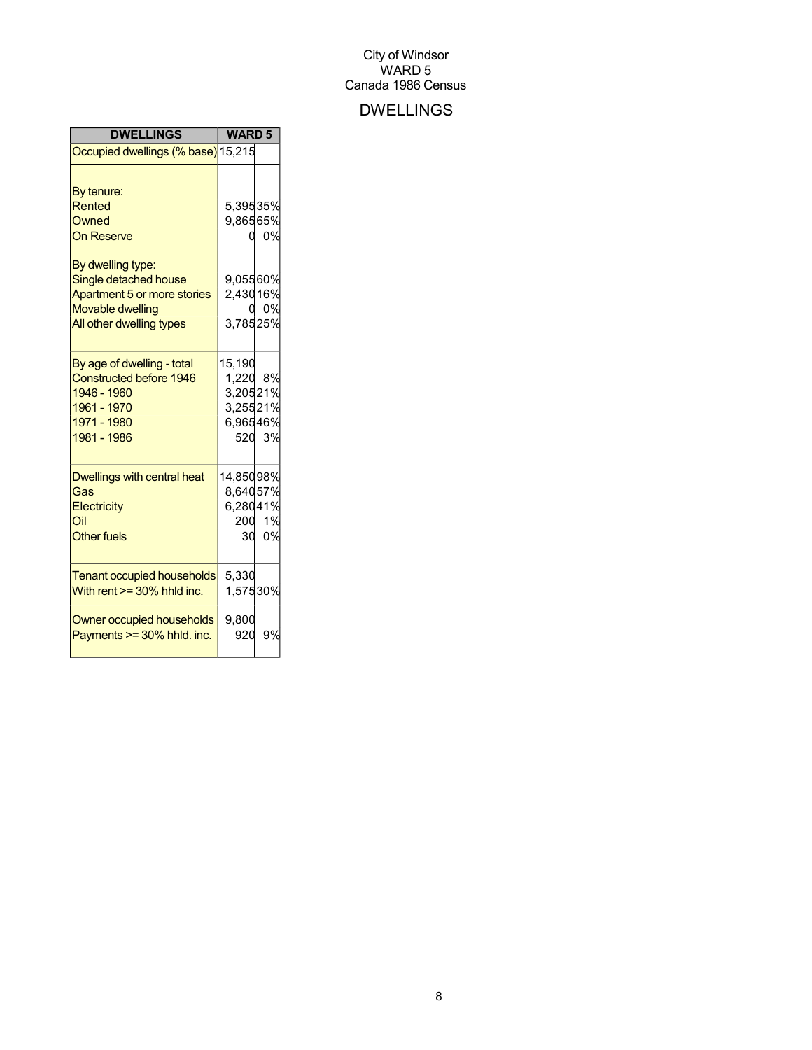City of Windsor
WARD 5
Canada 1986 Census

# DWELLINGS

| DWELLINGS | WARD 5 | |
|---|---|---|
| Occupied dwellings (% base) | 15,215 | |
| | | |
| By tenure: | | |
| Rented | 5,395 | 35% |
| Owned | 9,865 | 65% |
| On Reserve | 0 | 0% |
| | | |
| By dwelling type: | | |
| Single detached house | 9,055 | 60% |
| Apartment 5 or more stories | 2,430 | 16% |
| Movable dwelling | 0 | 0% |
| All other dwelling types | 3,785 | 25% |
| | | |
| By age of dwelling - total | 15,190 | |
| Constructed before 1946 | 1,220 | 8% |
| 1946 - 1960 | 3,205 | 21% |
| 1961 - 1970 | 3,255 | 21% |
| 1971 - 1980 | 6,965 | 46% |
| 1981 - 1986 | 520 | 3% |
| | | |
| Dwellings with central heat | 14,850 | 98% |
| Gas | 8,640 | 57% |
| Electricity | 6,280 | 41% |
| Oil | 200 | 1% |
| Other fuels | 30 | 0% |
| | | |
| Tenant occupied households | 5,330 | |
| With rent >= 30% hhld inc. | 1,575 | 30% |
| | | |
| Owner occupied households | 9,800 | |
| Payments >= 30% hhld. inc. | 920 | 9% |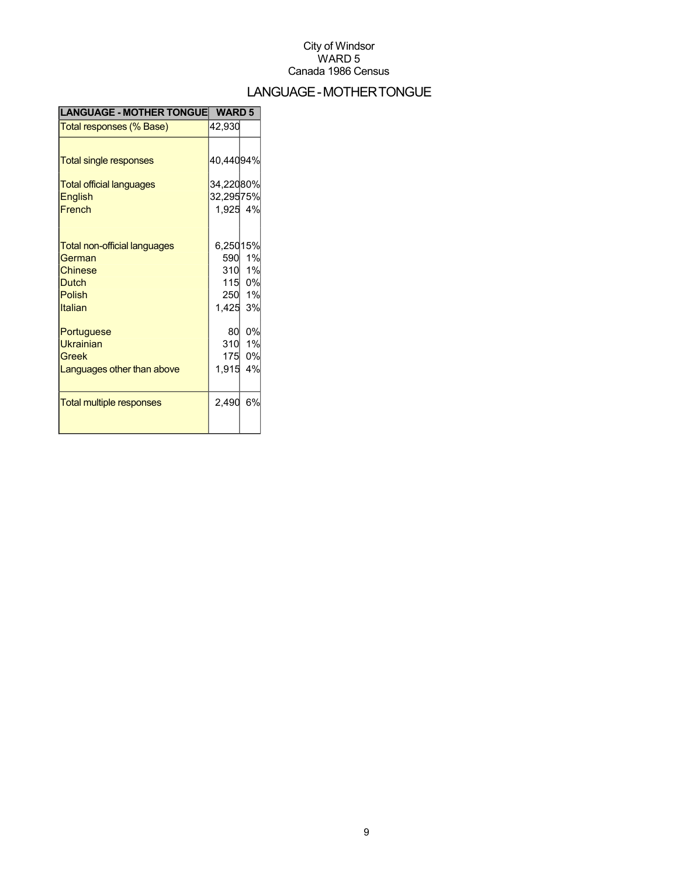City of Windsor
WARD 5
Canada 1986 Census

# LANGUAGE - MOTHER TONGUE

| LANGUAGE - MOTHER TONGUE | WARD 5 | |
|---|---|---|
| Total responses (% Base) | 42,930 | |
| Total single responses | 40,440 | 94% |
| Total official languages | 34,220 | 80% |
| English | 32,295 | 75% |
| French | 1,925 | 4% |
| Total non-official languages | 6,250 | 15% |
| German | 590 | 1% |
| Chinese | 310 | 1% |
| Dutch | 115 | 0% |
| Polish | 250 | 1% |
| Italian | 1,425 | 3% |
| Portuguese | 80 | 0% |
| Ukrainian | 310 | 1% |
| Greek | 175 | 0% |
| Languages other than above | 1,915 | 4% |
| Total multiple responses | 2,490 | 6% |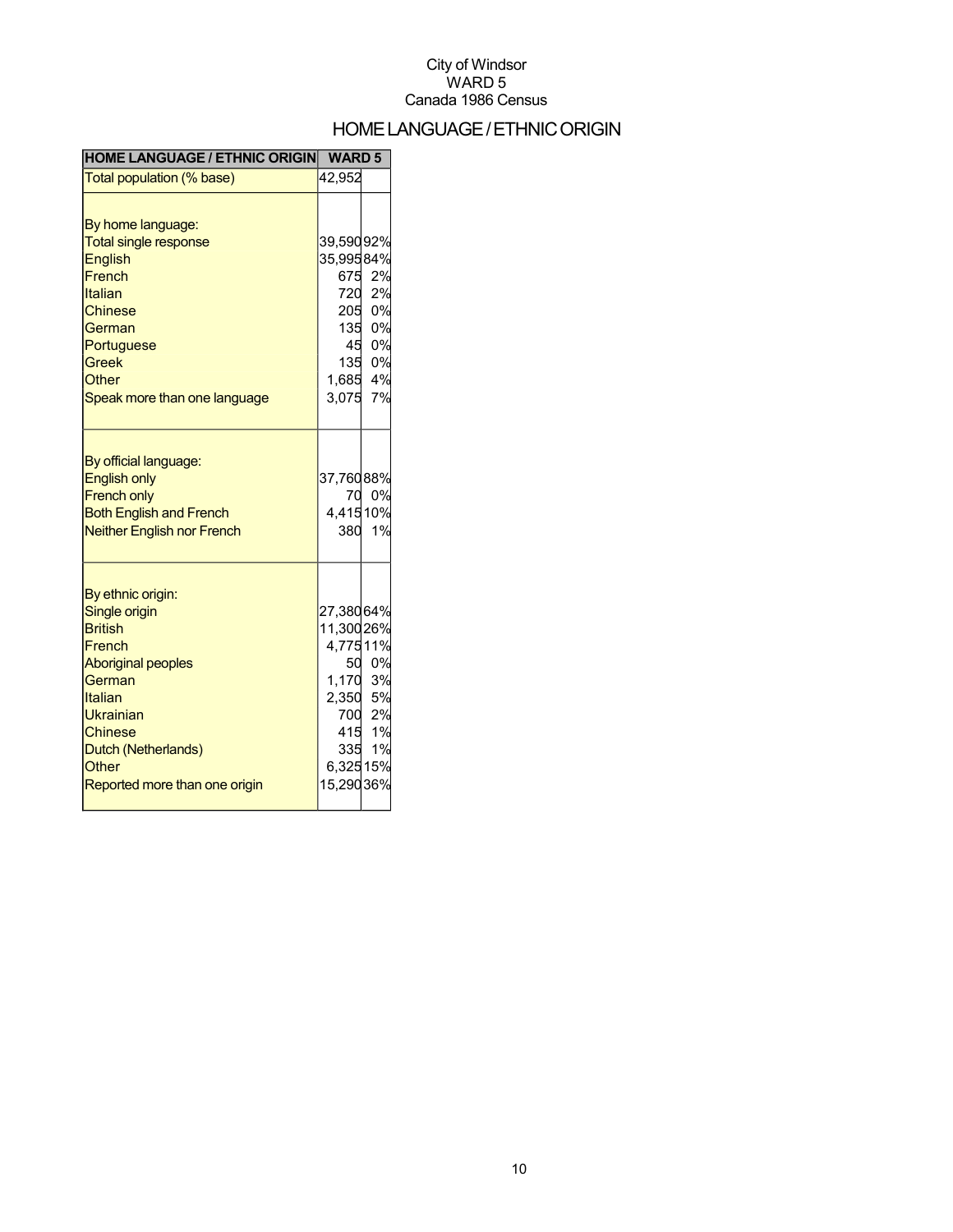City of Windsor
WARD 5
Canada 1986 Census

# HOME LANGUAGE / ETHNIC ORIGIN

| HOME LANGUAGE / ETHNIC ORIGIN | WARD 5 | |
|---|---|---|
| Total population (% base) | 42,952 | |
| | | |
| By home language: | | |
| Total single response | 39,590 | 92% |
| English | 35,995 | 84% |
| French | 675 | 2% |
| Italian | 720 | 2% |
| Chinese | 205 | 0% |
| German | 135 | 0% |
| Portuguese | 45 | 0% |
| Greek | 135 | 0% |
| Other | 1,685 | 4% |
| Speak more than one language | 3,075 | 7% |
| | | |
| By official language: | | |
| English only | 37,760 | 88% |
| French only | 70 | 0% |
| Both English and French | 4,415 | 10% |
| Neither English nor French | 380 | 1% |
| | | |
| By ethnic origin: | | |
| Single origin | 27,380 | 64% |
| British | 11,300 | 26% |
| French | 4,775 | 11% |
| Aboriginal peoples | 50 | 0% |
| German | 1,170 | 3% |
| Italian | 2,350 | 5% |
| Ukrainian | 700 | 2% |
| Chinese | 415 | 1% |
| Dutch (Netherlands) | 335 | 1% |
| Other | 6,325 | 15% |
| Reported more than one origin | 15,290 | 36% |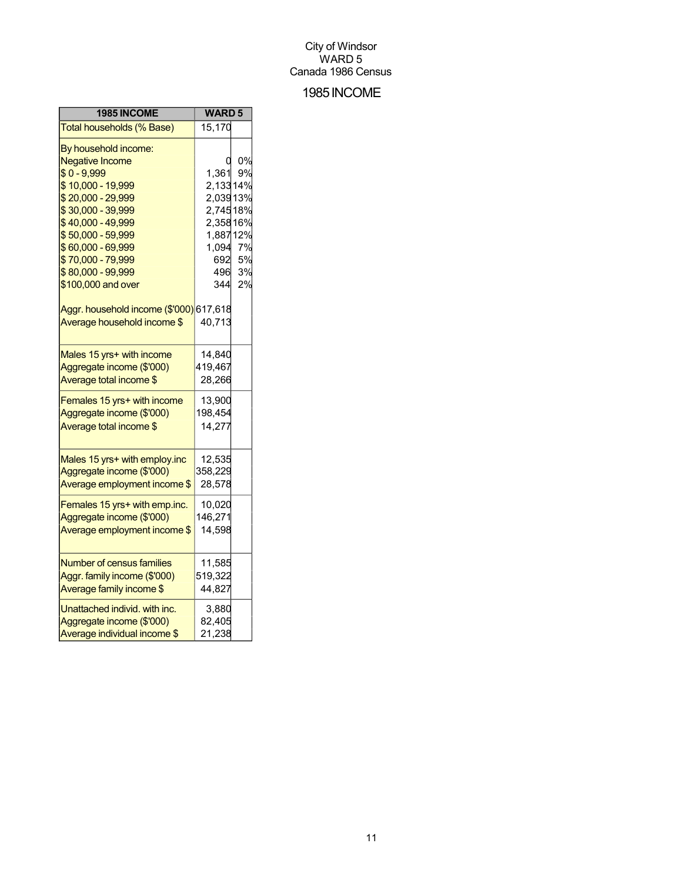City of Windsor
WARD 5
Canada 1986 Census

# 1985 INCOME

| 1985 INCOME | WARD 5 | |
|---|---|---|
| Total households (% Base) | 15,170 | |
| By household income: | | |
| Negative Income | 0 | 0% |
| $ 0 - 9,999 | 1,361 | 9% |
| $ 10,000 - 19,999 | 2,133 | 14% |
| $ 20,000 - 29,999 | 2,039 | 13% |
| $ 30,000 - 39,999 | 2,745 | 18% |
| $ 40,000 - 49,999 | 2,358 | 16% |
| $ 50,000 - 59,999 | 1,887 | 12% |
| $ 60,000 - 69,999 | 1,094 | 7% |
| $ 70,000 - 79,999 | 692 | 5% |
| $ 80,000 - 99,999 | 496 | 3% |
| $100,000 and over | 344 | 2% |
| Aggr. household income ($'000) | 617,618 | |
| Average household income $ | 40,713 | |
| Males 15 yrs+ with income | 14,840 | |
| Aggregate income ($'000) | 419,467 | |
| Average total income $ | 28,266 | |
| Females 15 yrs+ with income | 13,900 | |
| Aggregate income ($'000) | 198,454 | |
| Average total income $ | 14,277 | |
| Males 15 yrs+ with employ.inc | 12,535 | |
| Aggregate income ($'000) | 358,229 | |
| Average employment income $ | 28,578 | |
| Females 15 yrs+ with emp.inc. | 10,020 | |
| Aggregate income ($'000) | 146,271 | |
| Average employment income $ | 14,598 | |
| Number of census families | 11,585 | |
| Aggr. family income ($'000) | 519,322 | |
| Average family income $ | 44,827 | |
| Unattached individ. with inc. | 3,880 | |
| Aggregate income ($'000) | 82,405 | |
| Average individual income $ | 21,238 | |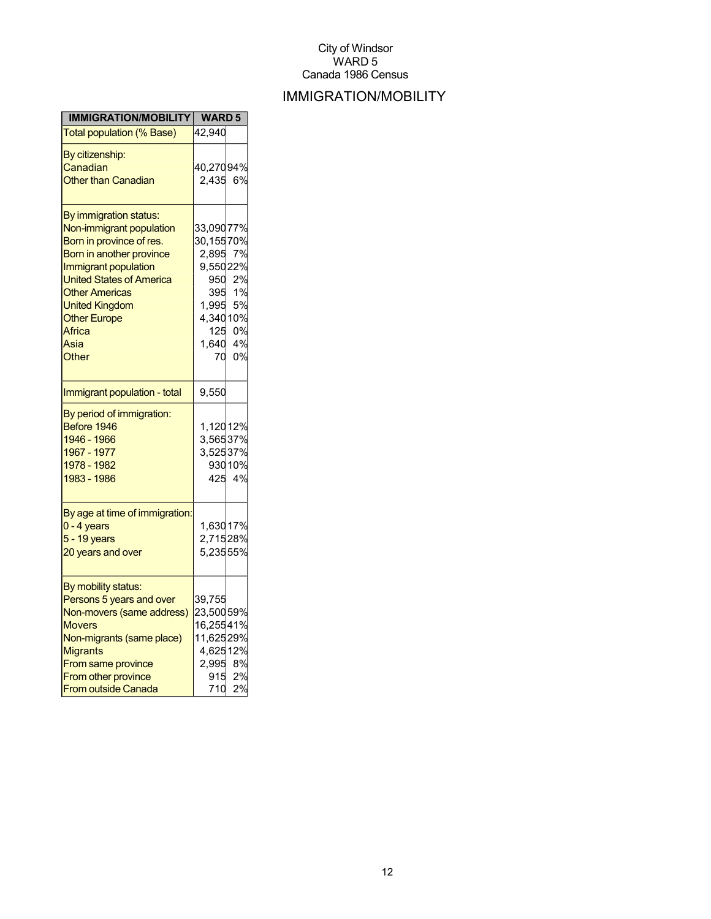City of Windsor
WARD 5
Canada 1986 Census

# IMMIGRATION/MOBILITY

| IMMIGRATION/MOBILITY | WARD 5 | |
|---|---|---|
| Total population (% Base) | 42,940 | |
| By citizenship: | | |
| Canadian | 40,270 | 94% |
| Other than Canadian | 2,435 | 6% |
| By immigration status: | | |
| Non-immigrant population | 33,090 | 77% |
| Born in province of res. | 30,155 | 70% |
| Born in another province | 2,895 | 7% |
| Immigrant population | 9,550 | 22% |
| United States of America | 950 | 2% |
| Other Americas | 395 | 1% |
| United Kingdom | 1,995 | 5% |
| Other Europe | 4,340 | 10% |
| Africa | 125 | 0% |
| Asia | 1,640 | 4% |
| Other | 70 | 0% |
| Immigrant population - total | 9,550 | |
| By period of immigration: | | |
| Before 1946 | 1,120 | 12% |
| 1946 - 1966 | 3,565 | 37% |
| 1967 - 1977 | 3,525 | 37% |
| 1978 - 1982 | 930 | 10% |
| 1983 - 1986 | 425 | 4% |
| By age at time of immigration: | | |
| 0 - 4 years | 1,630 | 17% |
| 5 - 19 years | 2,715 | 28% |
| 20 years and over | 5,235 | 55% |
| By mobility status: | | |
| Persons 5 years and over | 39,755 | |
| Non-movers (same address) | 23,500 | 59% |
| Movers | 16,255 | 41% |
| Non-migrants (same place) | 11,625 | 29% |
| Migrants | 4,625 | 12% |
| From same province | 2,995 | 8% |
| From other province | 915 | 2% |
| From outside Canada | 710 | 2% |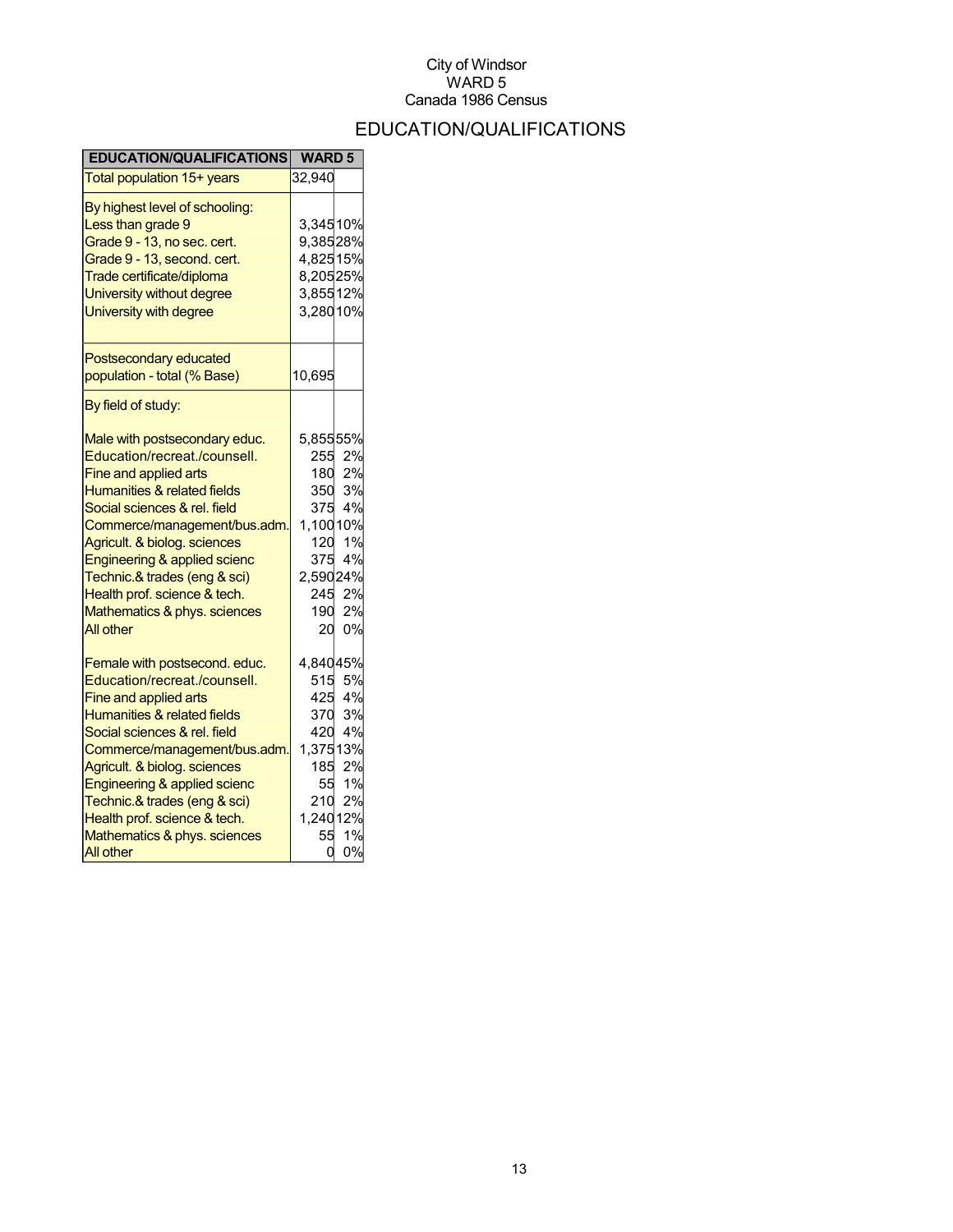City of Windsor
WARD 5
Canada 1986 Census

# EDUCATION/QUALIFICATIONS

| EDUCATION/QUALIFICATIONS | WARD 5 | |
|---|---|---|
| Total population 15+ years | 32,940 | |
| By highest level of schooling: | | |
| Less than grade 9 | 3,345 | 10% |
| Grade 9 - 13, no sec. cert. | 9,385 | 28% |
| Grade 9 - 13, second. cert. | 4,825 | 15% |
| Trade certificate/diploma | 8,205 | 25% |
| University without degree | 3,855 | 12% |
| University with degree | 3,280 | 10% |
| Postsecondary educated population - total (% Base) | 10,695 | |
| By field of study: | | |
| Male with postsecondary educ. | 5,855 | 55% |
| Education/recreat./counsell. | 255 | 2% |
| Fine and applied arts | 180 | 2% |
| Humanities & related fields | 350 | 3% |
| Social sciences & rel. field | 375 | 4% |
| Commerce/management/bus.adm. | 1,100 | 10% |
| Agricult. & biolog. sciences | 120 | 1% |
| Engineering & applied scienc | 375 | 4% |
| Technic.& trades (eng & sci) | 2,590 | 24% |
| Health prof. science & tech. | 245 | 2% |
| Mathematics & phys. sciences | 190 | 2% |
| All other | 20 | 0% |
| Female with postsecond. educ. | 4,840 | 45% |
| Education/recreat./counsell. | 515 | 5% |
| Fine and applied arts | 425 | 4% |
| Humanities & related fields | 370 | 3% |
| Social sciences & rel. field | 420 | 4% |
| Commerce/management/bus.adm. | 1,375 | 13% |
| Agricult. & biolog. sciences | 185 | 2% |
| Engineering & applied scienc | 55 | 1% |
| Technic.& trades (eng & sci) | 210 | 2% |
| Health prof. science & tech. | 1,240 | 12% |
| Mathematics & phys. sciences | 55 | 1% |
| All other | 0 | 0% |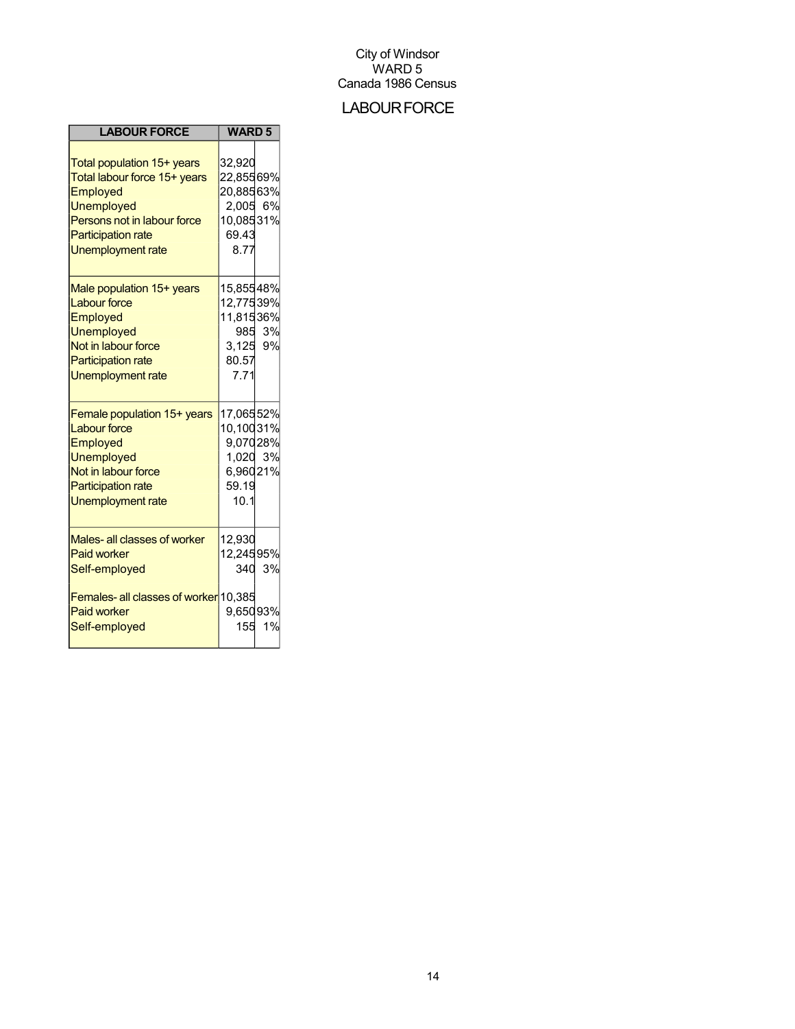City of Windsor
WARD 5
Canada 1986 Census

# LABOUR FORCE

| LABOUR FORCE | WARD 5 | |
|---|---|---|
| Total population 15+ years | 32,920 | |
| Total labour force 15+ years | 22,855 | 69% |
| Employed | 20,885 | 63% |
| Unemployed | 2,005 | 6% |
| Persons not in labour force | 10,085 | 31% |
| Participation rate | 69.43 | |
| Unemployment rate | 8.77 | |
| Male population 15+ years | 15,855 | 48% |
| Labour force | 12,775 | 39% |
| Employed | 11,815 | 36% |
| Unemployed | 985 | 3% |
| Not in labour force | 3,125 | 9% |
| Participation rate | 80.57 | |
| Unemployment rate | 7.71 | |
| Female population 15+ years | 17,065 | 52% |
| Labour force | 10,100 | 31% |
| Employed | 9,070 | 28% |
| Unemployed | 1,020 | 3% |
| Not in labour force | 6,960 | 21% |
| Participation rate | 59.19 | |
| Unemployment rate | 10.1 | |
| Males- all classes of worker | 12,930 | |
| Paid worker | 12,245 | 95% |
| Self-employed | 340 | 3% |
| Females- all classes of worker | 10,385 | |
| Paid worker | 9,650 | 93% |
| Self-employed | 155 | 1% |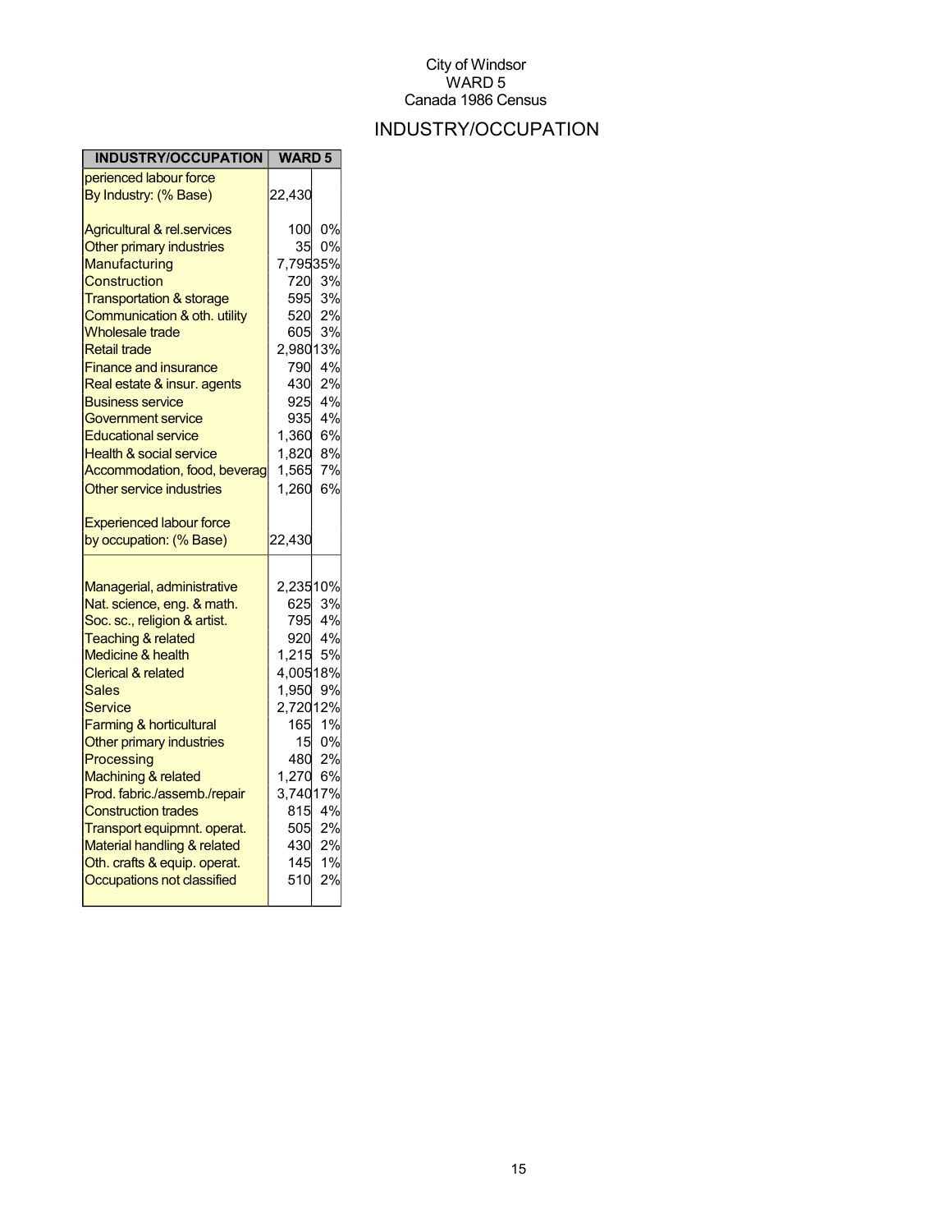City of Windsor
WARD 5
Canada 1986 Census

# INDUSTRY/OCCUPATION

| INDUSTRY/OCCUPATION | WARD 5 | |
|---|---|---|
| perienced labour force By Industry: (% Base) | 22,430 | |
| Agricultural & rel.services | 100 | 0% |
| Other primary industries | 35 | 0% |
| Manufacturing | 7,795 | 35% |
| Construction | 720 | 3% |
| Transportation & storage | 595 | 3% |
| Communication & oth. utility | 520 | 2% |
| Wholesale trade | 605 | 3% |
| Retail trade | 2,980 | 13% |
| Finance and insurance | 790 | 4% |
| Real estate & insur. agents | 430 | 2% |
| Business service | 925 | 4% |
| Government service | 935 | 4% |
| Educational service | 1,360 | 6% |
| Health & social service | 1,820 | 8% |
| Accommodation, food, beverag | 1,565 | 7% |
| Other service industries | 1,260 | 6% |
| Experienced labour force by occupation: (% Base) | 22,430 | |
| Managerial, administrative | 2,235 | 10% |
| Nat. science, eng. & math. | 625 | 3% |
| Soc. sc., religion & artist. | 795 | 4% |
| Teaching & related | 920 | 4% |
| Medicine & health | 1,215 | 5% |
| Clerical & related | 4,005 | 18% |
| Sales | 1,950 | 9% |
| Service | 2,720 | 12% |
| Farming & horticultural | 165 | 1% |
| Other primary industries | 15 | 0% |
| Processing | 480 | 2% |
| Machining & related | 1,270 | 6% |
| Prod. fabric./assemb./repair | 3,740 | 17% |
| Construction trades | 815 | 4% |
| Transport equipmnt. operat. | 505 | 2% |
| Material handling & related | 430 | 2% |
| Oth. crafts & equip. operat. | 145 | 1% |
| Occupations not classified | 510 | 2% |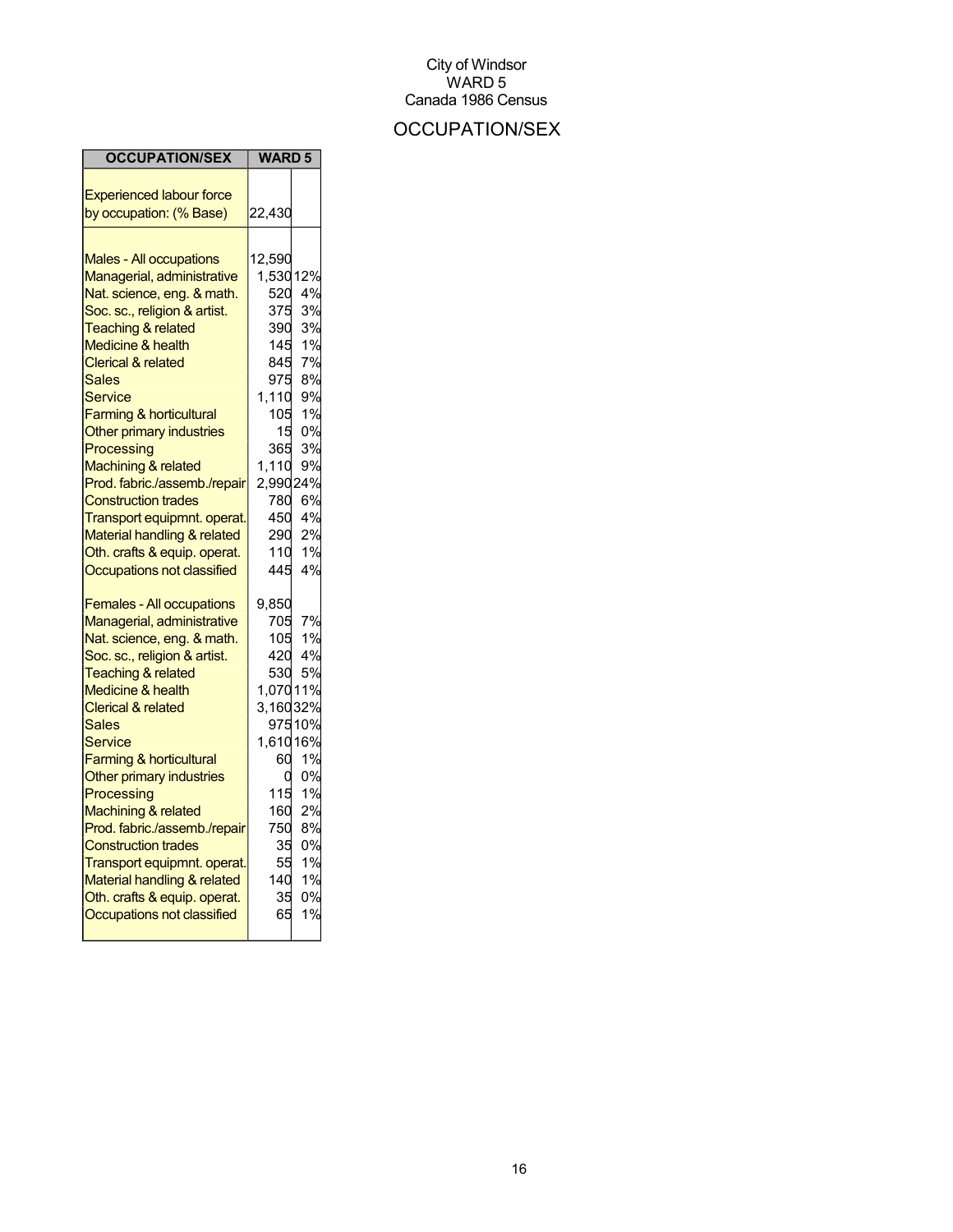City of Windsor
WARD 5
Canada 1986 Census

# OCCUPATION/SEX

| OCCUPATION/SEX | WARD 5 | |
|---|---|---|
| Experienced labour force by occupation: (% Base) | 22,430 | |
| Males - All occupations | 12,590 | |
| Managerial, administrative | 1,530 | 12% |
| Nat. science, eng. & math. | 520 | 4% |
| Soc. sc., religion & artist. | 375 | 3% |
| Teaching & related | 390 | 3% |
| Medicine & health | 145 | 1% |
| Clerical & related | 845 | 7% |
| Sales | 975 | 8% |
| Service | 1,110 | 9% |
| Farming & horticultural | 105 | 1% |
| Other primary industries | 15 | 0% |
| Processing | 365 | 3% |
| Machining & related | 1,110 | 9% |
| Prod. fabric./assemb./repair | 2,990 | 24% |
| Construction trades | 780 | 6% |
| Transport equipmnt. operat. | 450 | 4% |
| Material handling & related | 290 | 2% |
| Oth. crafts & equip. operat. | 110 | 1% |
| Occupations not classified | 445 | 4% |
| Females - All occupations | 9,850 | |
| Managerial, administrative | 705 | 7% |
| Nat. science, eng. & math. | 105 | 1% |
| Soc. sc., religion & artist. | 420 | 4% |
| Teaching & related | 530 | 5% |
| Medicine & health | 1,070 | 11% |
| Clerical & related | 3,160 | 32% |
| Sales | 975 | 10% |
| Service | 1,610 | 16% |
| Farming & horticultural | 60 | 1% |
| Other primary industries | 0 | 0% |
| Processing | 115 | 1% |
| Machining & related | 160 | 2% |
| Prod. fabric./assemb./repair | 750 | 8% |
| Construction trades | 35 | 0% |
| Transport equipmnt. operat. | 55 | 1% |
| Material handling & related | 140 | 1% |
| Oth. crafts & equip. operat. | 35 | 0% |
| Occupations not classified | 65 | 1% |